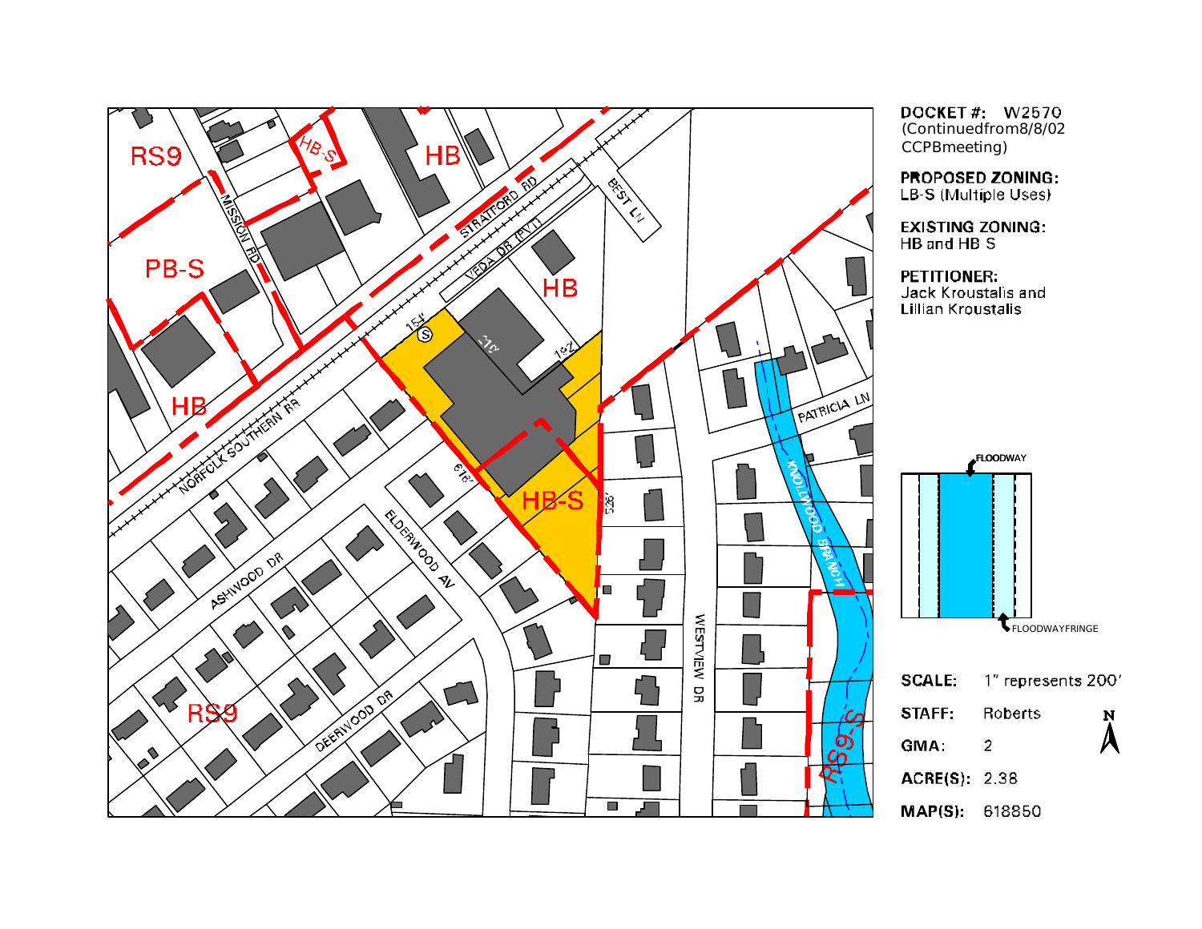**DOCKET #:** W2570
(Continuedfrom8/8/02 CCPBmeeting)

**PROPOSED ZONING:**
LB-S (Multiple Uses)

**EXISTING ZONING:**
HB and HB S

**PETITIONER:**
Jack Kroustalis and Lillian Kroustalis

FLOODWAY

FLOODWAYFRINGE

**SCALE:** 1" represents 200'

**STAFF:** Roberts

**GMA:** 2

**ACRE(S):** 2.38

**MAP(S):** 618850

N

RS9 HB-S HB PB-S HB HB HB-S RS9 RS9-S

MISSION RD STRATFORD RD BEST LN VEDA DR (PVT) NORFOLK SOUTHERN RR ASHWOOD DR ELDERWOOD AV DEERWOOD DR WESTVIEW DR PATRICIA LN KNOLLWOOD BRANCH

154' 210' 192' 616' 536'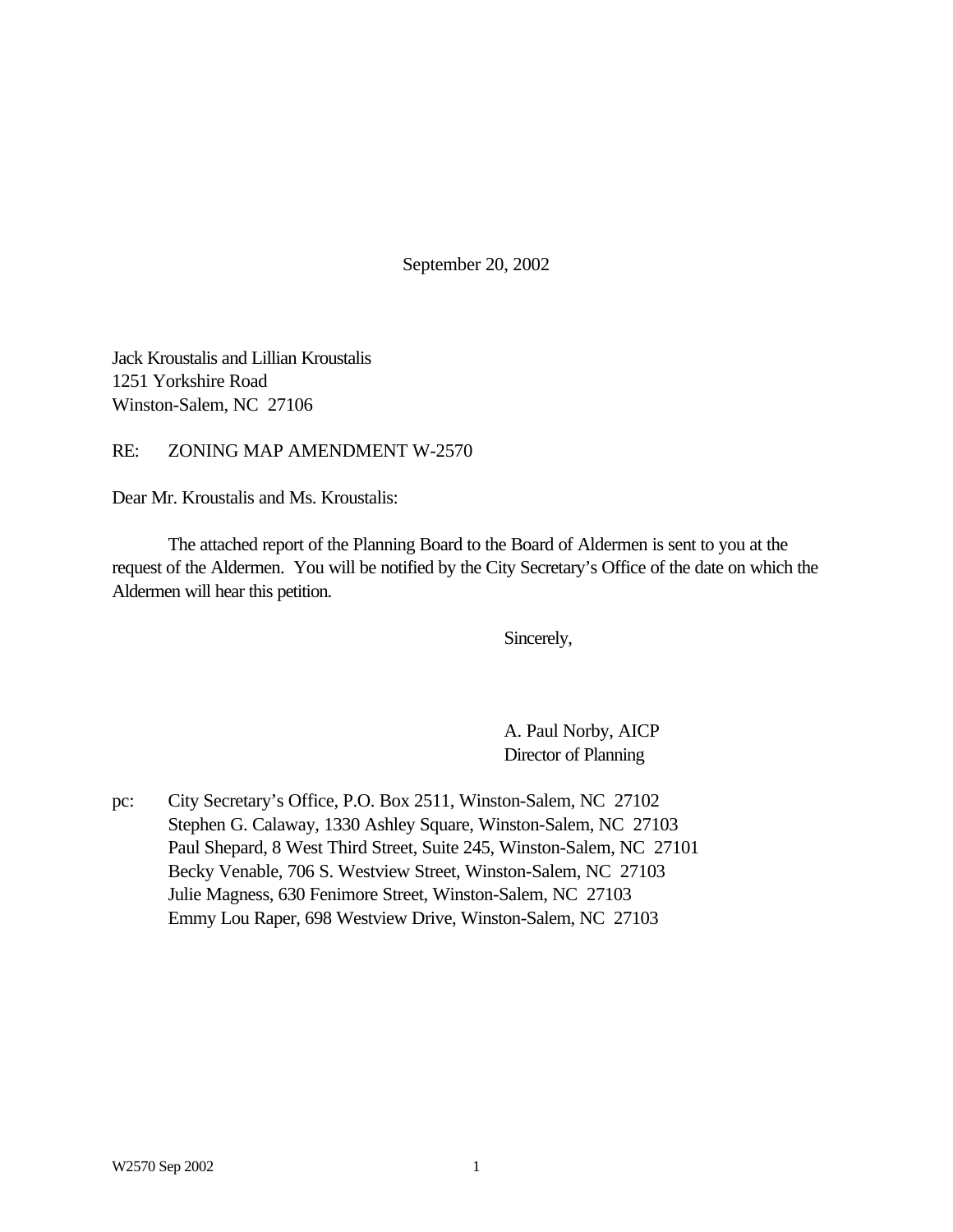September 20, 2002

Jack Kroustalis and Lillian Kroustalis
1251 Yorkshire Road
Winston-Salem, NC 27106

RE: ZONING MAP AMENDMENT W-2570

Dear Mr. Kroustalis and Ms. Kroustalis:

The attached report of the Planning Board to the Board of Aldermen is sent to you at the request of the Aldermen. You will be notified by the City Secretary's Office of the date on which the Aldermen will hear this petition.

Sincerely,

A. Paul Norby, AICP
Director of Planning

pc: City Secretary's Office, P.O. Box 2511, Winston-Salem, NC 27102
Stephen G. Calaway, 1330 Ashley Square, Winston-Salem, NC 27103
Paul Shepard, 8 West Third Street, Suite 245, Winston-Salem, NC 27101
Becky Venable, 706 S. Westview Street, Winston-Salem, NC 27103
Julie Magness, 630 Fenimore Street, Winston-Salem, NC 27103
Emmy Lou Raper, 698 Westview Drive, Winston-Salem, NC 27103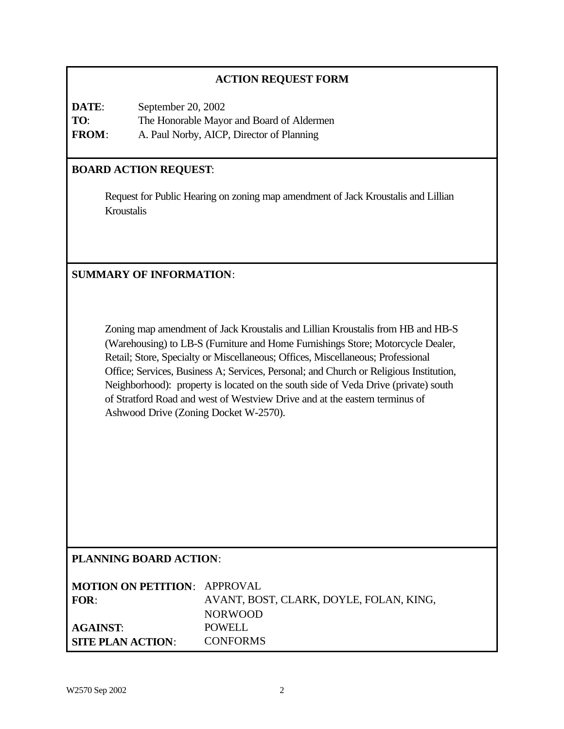## ACTION REQUEST FORM

**DATE**: September 20, 2002
**TO**: The Honorable Mayor and Board of Aldermen
**FROM**: A. Paul Norby, AICP, Director of Planning

**BOARD ACTION REQUEST**:

Request for Public Hearing on zoning map amendment of Jack Kroustalis and Lillian Kroustalis

**SUMMARY OF INFORMATION**:

Zoning map amendment of Jack Kroustalis and Lillian Kroustalis from HB and HB-S (Warehousing) to LB-S (Furniture and Home Furnishings Store; Motorcycle Dealer, Retail; Store, Specialty or Miscellaneous; Offices, Miscellaneous; Professional Office; Services, Business A; Services, Personal; and Church or Religious Institution, Neighborhood): property is located on the south side of Veda Drive (private) south of Stratford Road and west of Westview Drive and at the eastern terminus of Ashwood Drive (Zoning Docket W-2570).

**PLANNING BOARD ACTION**:

**MOTION ON PETITION**: APPROVAL
**FOR**: AVANT, BOST, CLARK, DOYLE, FOLAN, KING, NORWOOD
**AGAINST**: POWELL
**SITE PLAN ACTION**: CONFORMS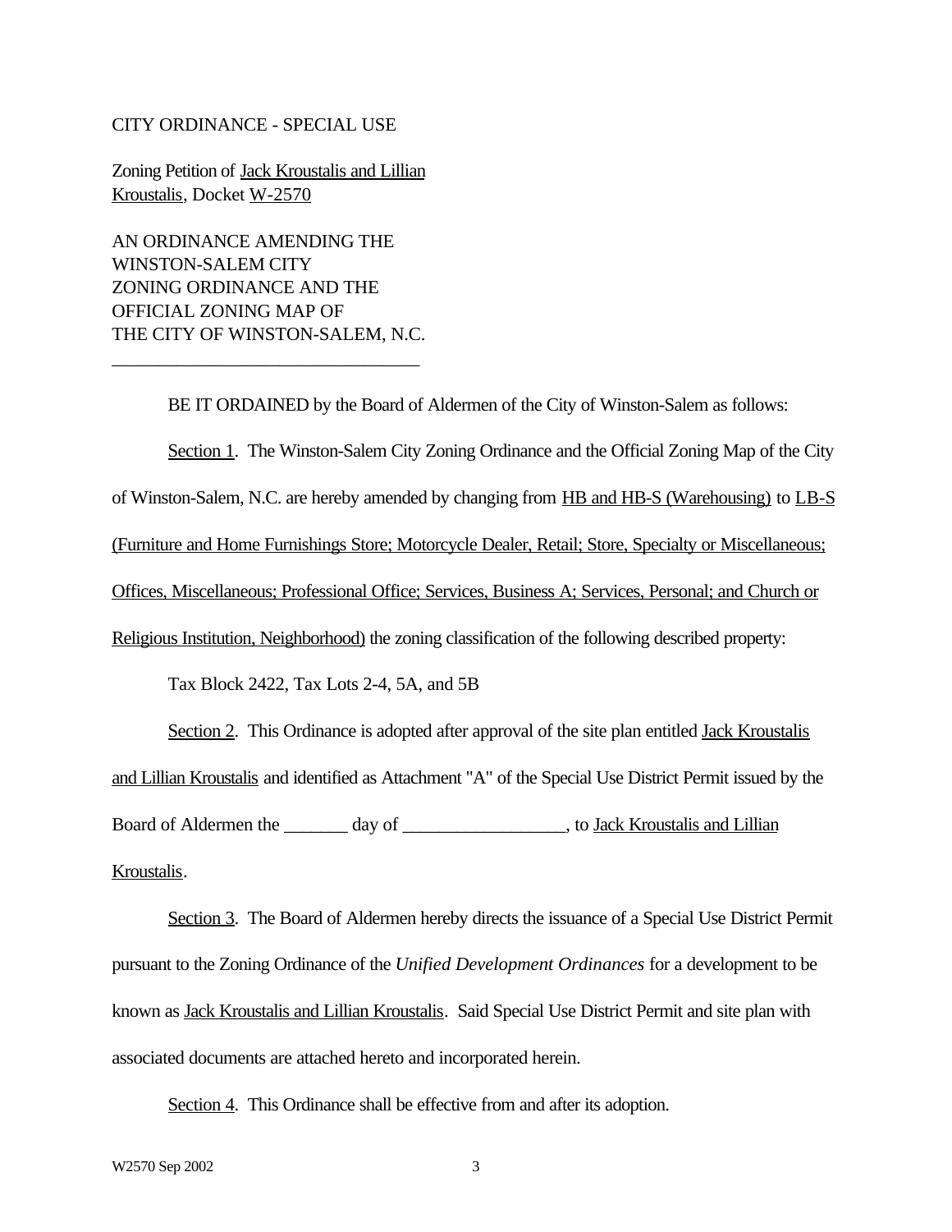CITY ORDINANCE - SPECIAL USE

Zoning Petition of Jack Kroustalis and Lillian Kroustalis, Docket W-2570

AN ORDINANCE AMENDING THE WINSTON-SALEM CITY ZONING ORDINANCE AND THE OFFICIAL ZONING MAP OF THE CITY OF WINSTON-SALEM, N.C.

---

BE IT ORDAINED by the Board of Aldermen of the City of Winston-Salem as follows:

Section 1. The Winston-Salem City Zoning Ordinance and the Official Zoning Map of the City of Winston-Salem, N.C. are hereby amended by changing from HB and HB-S (Warehousing) to LB-S (Furniture and Home Furnishings Store; Motorcycle Dealer, Retail; Store, Specialty or Miscellaneous; Offices, Miscellaneous; Professional Office; Services, Business A; Services, Personal; and Church or Religious Institution, Neighborhood) the zoning classification of the following described property:

Tax Block 2422, Tax Lots 2-4, 5A, and 5B

Section 2. This Ordinance is adopted after approval of the site plan entitled Jack Kroustalis and Lillian Kroustalis and identified as Attachment "A" of the Special Use District Permit issued by the Board of Aldermen the _______ day of __________________, to Jack Kroustalis and Lillian Kroustalis.

Section 3. The Board of Aldermen hereby directs the issuance of a Special Use District Permit pursuant to the Zoning Ordinance of the *Unified Development Ordinances* for a development to be known as Jack Kroustalis and Lillian Kroustalis. Said Special Use District Permit and site plan with associated documents are attached hereto and incorporated herein.

Section 4. This Ordinance shall be effective from and after its adoption.

W2570 Sep 2002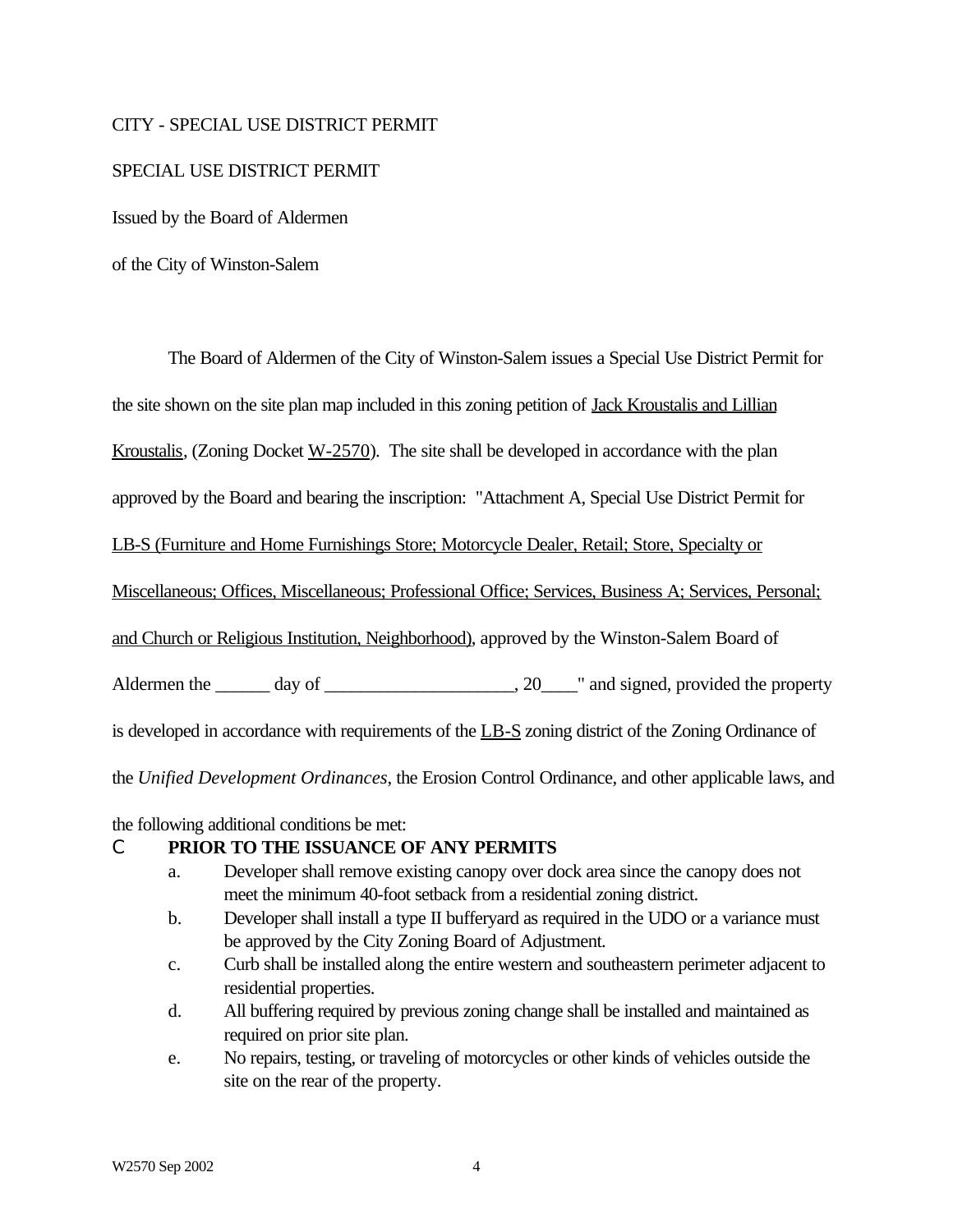CITY - SPECIAL USE DISTRICT PERMIT

SPECIAL USE DISTRICT PERMIT

Issued by the Board of Aldermen

of the City of Winston-Salem

The Board of Aldermen of the City of Winston-Salem issues a Special Use District Permit for the site shown on the site plan map included in this zoning petition of Jack Kroustalis and Lillian Kroustalis, (Zoning Docket W-2570). The site shall be developed in accordance with the plan approved by the Board and bearing the inscription: "Attachment A, Special Use District Permit for LB-S (Furniture and Home Furnishings Store; Motorcycle Dealer, Retail; Store, Specialty or Miscellaneous; Offices, Miscellaneous; Professional Office; Services, Business A; Services, Personal; and Church or Religious Institution, Neighborhood), approved by the Winston-Salem Board of Aldermen the ______ day of ____________________, 20____" and signed, provided the property is developed in accordance with requirements of the LB-S zoning district of the Zoning Ordinance of the *Unified Development Ordinances*, the Erosion Control Ordinance, and other applicable laws, and the following additional conditions be met:

- **PRIOR TO THE ISSUANCE OF ANY PERMITS**
  a. Developer shall remove existing canopy over dock area since the canopy does not meet the minimum 40-foot setback from a residential zoning district.
  b. Developer shall install a type II bufferyard as required in the UDO or a variance must be approved by the City Zoning Board of Adjustment.
  c. Curb shall be installed along the entire western and southeastern perimeter adjacent to residential properties.
  d. All buffering required by previous zoning change shall be installed and maintained as required on prior site plan.
  e. No repairs, testing, or traveling of motorcycles or other kinds of vehicles outside the site on the rear of the property.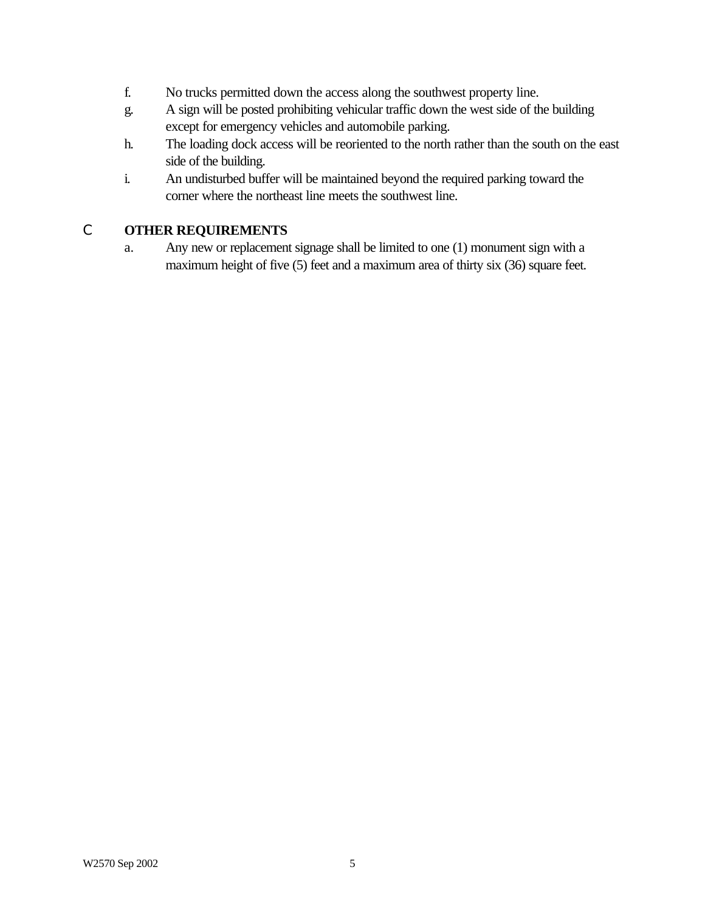f. No trucks permitted down the access along the southwest property line.

g. A sign will be posted prohibiting vehicular traffic down the west side of the building except for emergency vehicles and automobile parking.

h. The loading dock access will be reoriented to the north rather than the south on the east side of the building.

i. An undisturbed buffer will be maintained beyond the required parking toward the corner where the northeast line meets the southwest line.

## C OTHER REQUIREMENTS

a. Any new or replacement signage shall be limited to one (1) monument sign with a maximum height of five (5) feet and a maximum area of thirty six (36) square feet.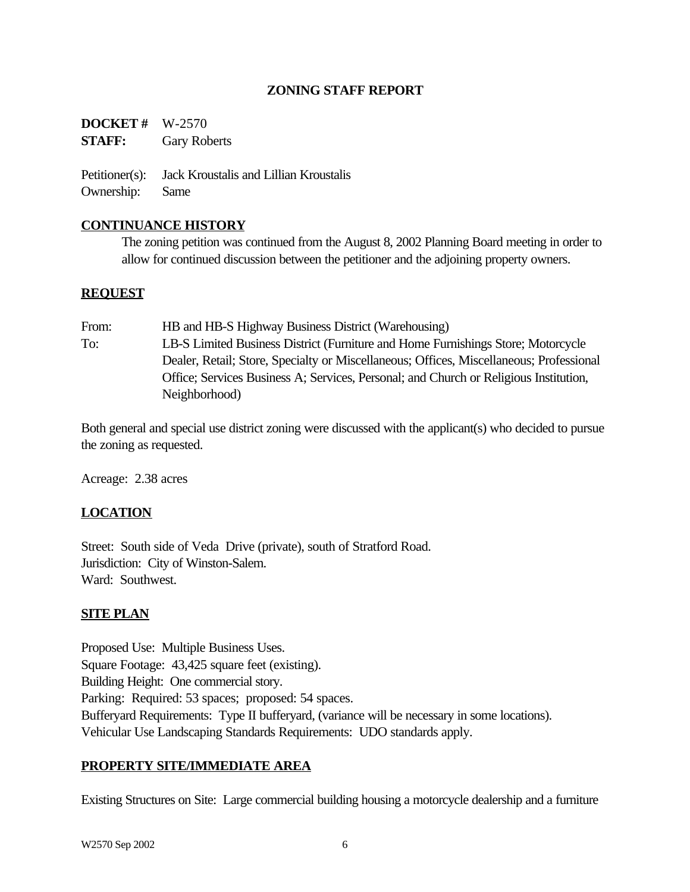## ZONING STAFF REPORT

**DOCKET #** W-2570
**STAFF:** Gary Roberts

Petitioner(s): Jack Kroustalis and Lillian Kroustalis
Ownership: Same

**CONTINUANCE HISTORY**

The zoning petition was continued from the August 8, 2002 Planning Board meeting in order to allow for continued discussion between the petitioner and the adjoining property owners.

**REQUEST**

From: HB and HB-S Highway Business District (Warehousing)
To: LB-S Limited Business District (Furniture and Home Furnishings Store; Motorcycle Dealer, Retail; Store, Specialty or Miscellaneous; Offices, Miscellaneous; Professional Office; Services Business A; Services, Personal; and Church or Religious Institution, Neighborhood)

Both general and special use district zoning were discussed with the applicant(s) who decided to pursue the zoning as requested.

Acreage: 2.38 acres

**LOCATION**

Street: South side of Veda Drive (private), south of Stratford Road.
Jurisdiction: City of Winston-Salem.
Ward: Southwest.

**SITE PLAN**

Proposed Use: Multiple Business Uses.
Square Footage: 43,425 square feet (existing).
Building Height: One commercial story.
Parking: Required: 53 spaces; proposed: 54 spaces.
Bufferyard Requirements: Type II bufferyard, (variance will be necessary in some locations).
Vehicular Use Landscaping Standards Requirements: UDO standards apply.

**PROPERTY SITE/IMMEDIATE AREA**

Existing Structures on Site: Large commercial building housing a motorcycle dealership and a furniture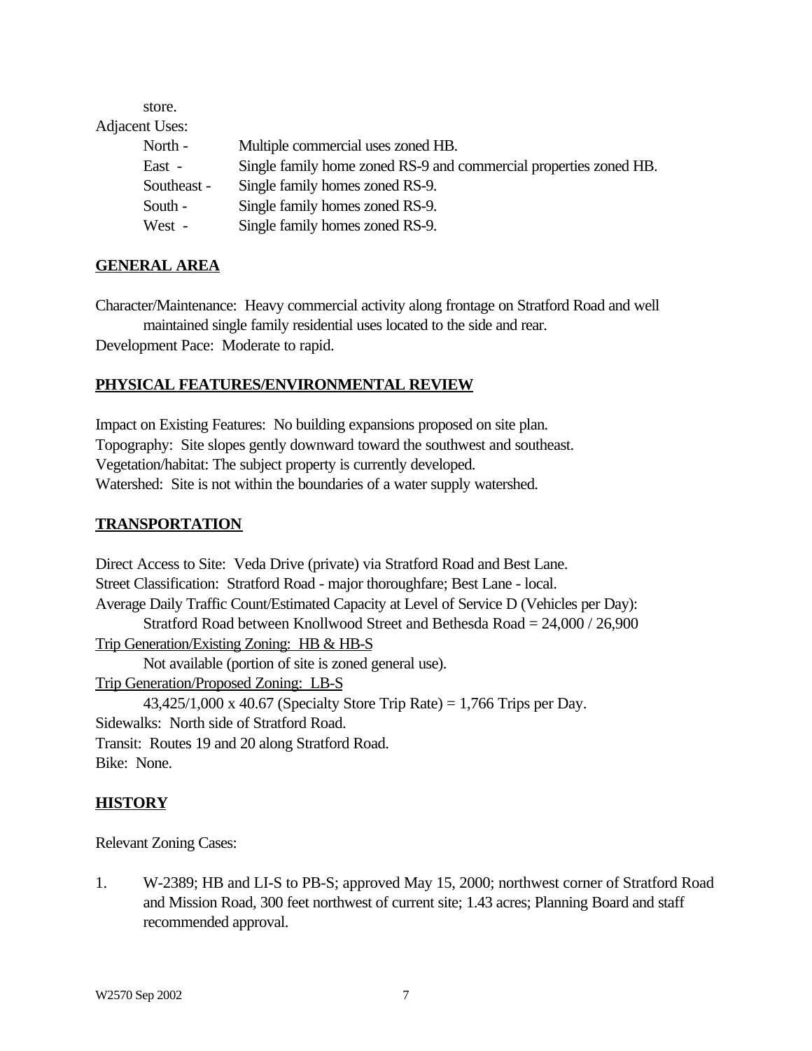store.

Adjacent Uses:

| | |
|---|---|
| North - | Multiple commercial uses zoned HB. |
| East - | Single family home zoned RS-9 and commercial properties zoned HB. |
| Southeast - | Single family homes zoned RS-9. |
| South - | Single family homes zoned RS-9. |
| West - | Single family homes zoned RS-9. |

**GENERAL AREA**

Character/Maintenance: Heavy commercial activity along frontage on Stratford Road and well maintained single family residential uses located to the side and rear.

Development Pace: Moderate to rapid.

**PHYSICAL FEATURES/ENVIRONMENTAL REVIEW**

Impact on Existing Features: No building expansions proposed on site plan.

Topography: Site slopes gently downward toward the southwest and southeast.

Vegetation/habitat: The subject property is currently developed.

Watershed: Site is not within the boundaries of a water supply watershed.

**TRANSPORTATION**

Direct Access to Site: Veda Drive (private) via Stratford Road and Best Lane.

Street Classification: Stratford Road - major thoroughfare; Best Lane - local.

Average Daily Traffic Count/Estimated Capacity at Level of Service D (Vehicles per Day):

Stratford Road between Knollwood Street and Bethesda Road = 24,000 / 26,900

Trip Generation/Existing Zoning: HB & HB-S

Not available (portion of site is zoned general use).

Trip Generation/Proposed Zoning: LB-S

43,425/1,000 x 40.67 (Specialty Store Trip Rate) = 1,766 Trips per Day.

Sidewalks: North side of Stratford Road.

Transit: Routes 19 and 20 along Stratford Road.

Bike: None.

**HISTORY**

Relevant Zoning Cases:

1. W-2389; HB and LI-S to PB-S; approved May 15, 2000; northwest corner of Stratford Road and Mission Road, 300 feet northwest of current site; 1.43 acres; Planning Board and staff recommended approval.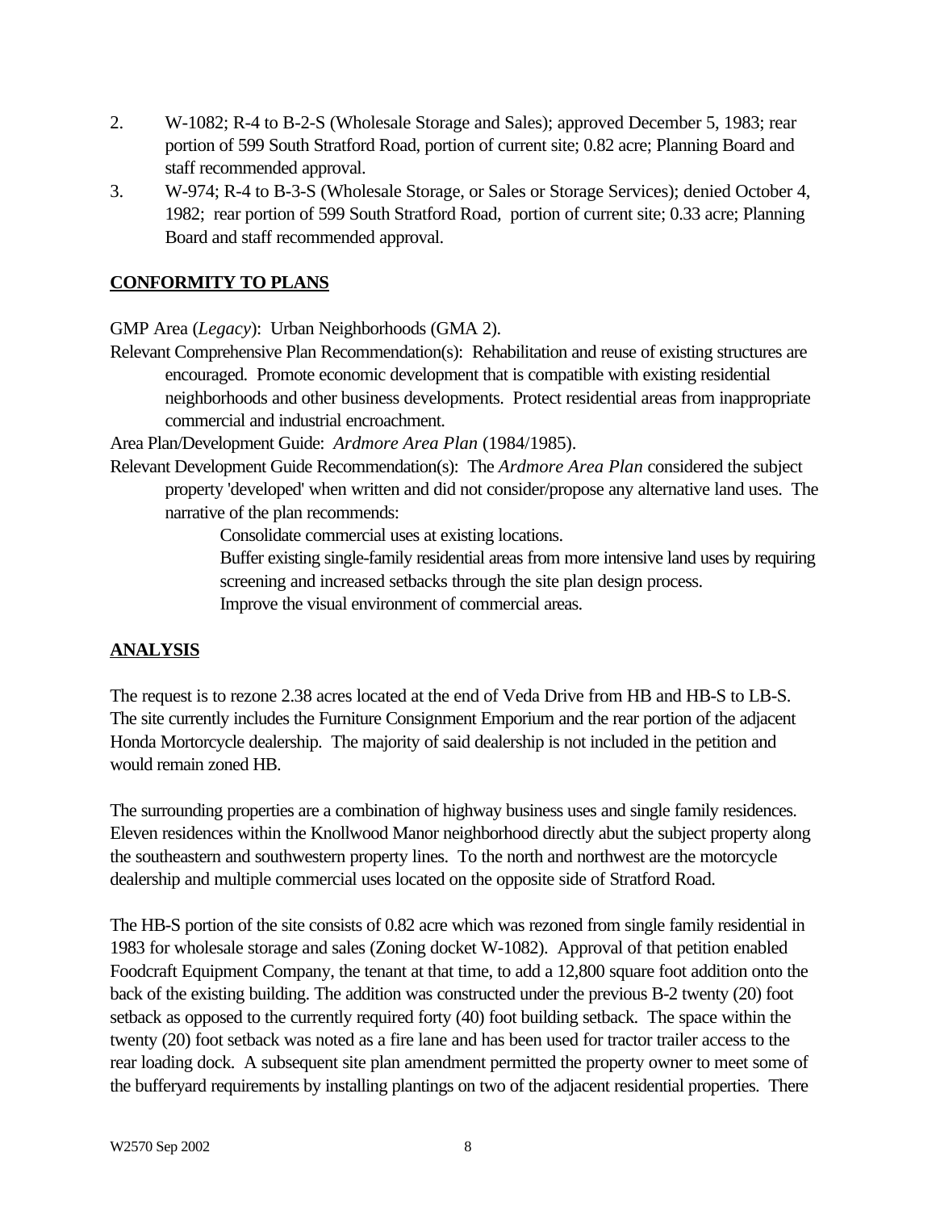2. W-1082; R-4 to B-2-S (Wholesale Storage and Sales); approved December 5, 1983; rear portion of 599 South Stratford Road, portion of current site; 0.82 acre; Planning Board and staff recommended approval.
3. W-974; R-4 to B-3-S (Wholesale Storage, or Sales or Storage Services); denied October 4, 1982; rear portion of 599 South Stratford Road, portion of current site; 0.33 acre; Planning Board and staff recommended approval.

## CONFORMITY TO PLANS

GMP Area (*Legacy*): Urban Neighborhoods (GMA 2).

Relevant Comprehensive Plan Recommendation(s): Rehabilitation and reuse of existing structures are encouraged. Promote economic development that is compatible with existing residential neighborhoods and other business developments. Protect residential areas from inappropriate commercial and industrial encroachment.

Area Plan/Development Guide: *Ardmore Area Plan* (1984/1985).

Relevant Development Guide Recommendation(s): The *Ardmore Area Plan* considered the subject property 'developed' when written and did not consider/propose any alternative land uses. The narrative of the plan recommends:

Consolidate commercial uses at existing locations.

Buffer existing single-family residential areas from more intensive land uses by requiring screening and increased setbacks through the site plan design process.

Improve the visual environment of commercial areas.

## ANALYSIS

The request is to rezone 2.38 acres located at the end of Veda Drive from HB and HB-S to LB-S. The site currently includes the Furniture Consignment Emporium and the rear portion of the adjacent Honda Mortorcycle dealership. The majority of said dealership is not included in the petition and would remain zoned HB.

The surrounding properties are a combination of highway business uses and single family residences. Eleven residences within the Knollwood Manor neighborhood directly abut the subject property along the southeastern and southwestern property lines. To the north and northwest are the motorcycle dealership and multiple commercial uses located on the opposite side of Stratford Road.

The HB-S portion of the site consists of 0.82 acre which was rezoned from single family residential in 1983 for wholesale storage and sales (Zoning docket W-1082). Approval of that petition enabled Foodcraft Equipment Company, the tenant at that time, to add a 12,800 square foot addition onto the back of the existing building. The addition was constructed under the previous B-2 twenty (20) foot setback as opposed to the currently required forty (40) foot building setback. The space within the twenty (20) foot setback was noted as a fire lane and has been used for tractor trailer access to the rear loading dock. A subsequent site plan amendment permitted the property owner to meet some of the bufferyard requirements by installing plantings on two of the adjacent residential properties. There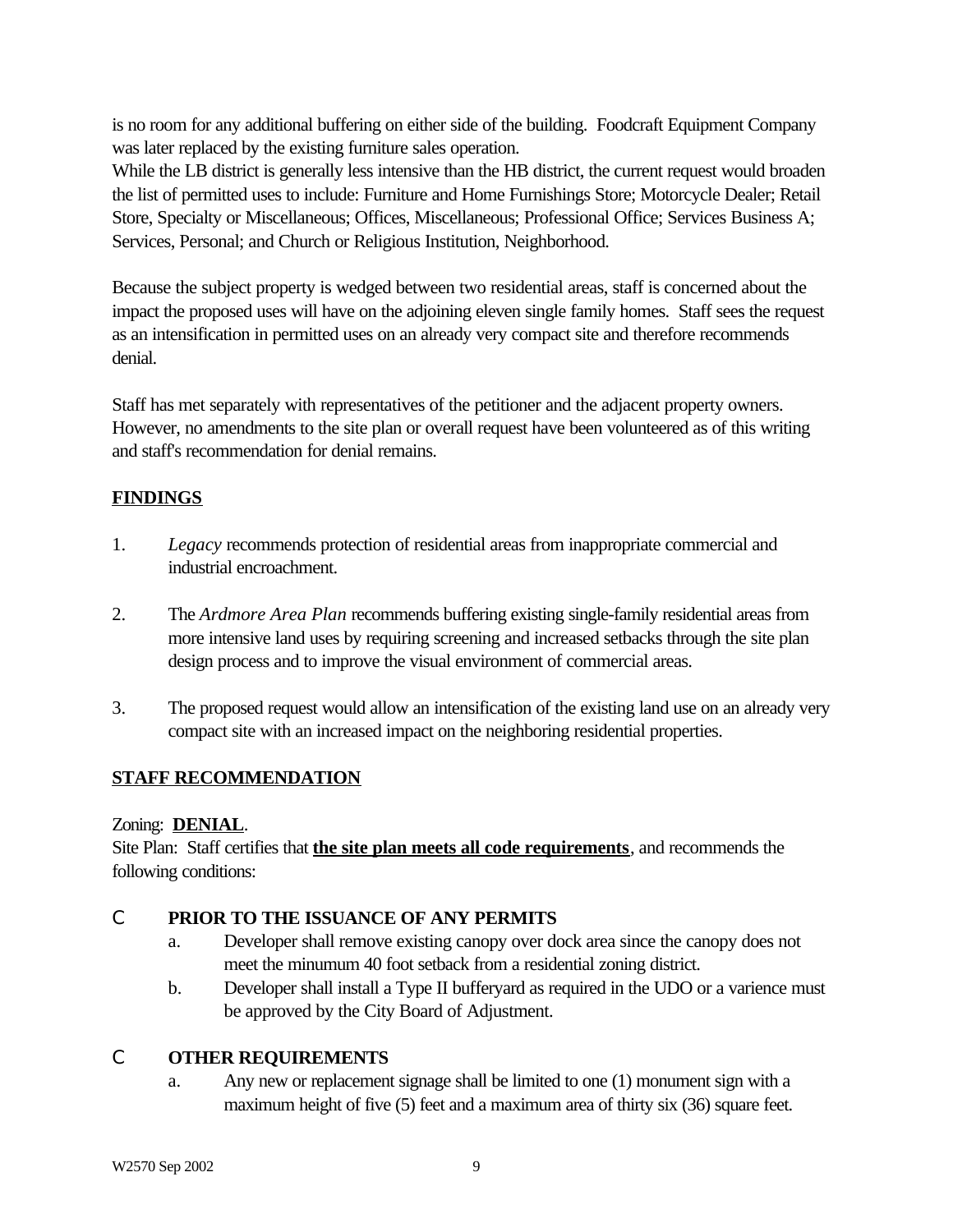is no room for any additional buffering on either side of the building. Foodcraft Equipment Company was later replaced by the existing furniture sales operation.
While the LB district is generally less intensive than the HB district, the current request would broaden the list of permitted uses to include: Furniture and Home Furnishings Store; Motorcycle Dealer; Retail Store, Specialty or Miscellaneous; Offices, Miscellaneous; Professional Office; Services Business A; Services, Personal; and Church or Religious Institution, Neighborhood.

Because the subject property is wedged between two residential areas, staff is concerned about the impact the proposed uses will have on the adjoining eleven single family homes. Staff sees the request as an intensification in permitted uses on an already very compact site and therefore recommends denial.

Staff has met separately with representatives of the petitioner and the adjacent property owners. However, no amendments to the site plan or overall request have been volunteered as of this writing and staff's recommendation for denial remains.

## FINDINGS

1. *Legacy* recommends protection of residential areas from inappropriate commercial and industrial encroachment.

2. The *Ardmore Area Plan* recommends buffering existing single-family residential areas from more intensive land uses by requiring screening and increased setbacks through the site plan design process and to improve the visual environment of commercial areas.

3. The proposed request would allow an intensification of the existing land use on an already very compact site with an increased impact on the neighboring residential properties.

## STAFF RECOMMENDATION

Zoning: **DENIAL**.
Site Plan: Staff certifies that **the site plan meets all code requirements**, and recommends the following conditions:

- **PRIOR TO THE ISSUANCE OF ANY PERMITS**
  - a. Developer shall remove existing canopy over dock area since the canopy does not meet the minumum 40 foot setback from a residential zoning district.
  - b. Developer shall install a Type II bufferyard as required in the UDO or a varience must be approved by the City Board of Adjustment.

- **OTHER REQUIREMENTS**
  - a. Any new or replacement signage shall be limited to one (1) monument sign with a maximum height of five (5) feet and a maximum area of thirty six (36) square feet.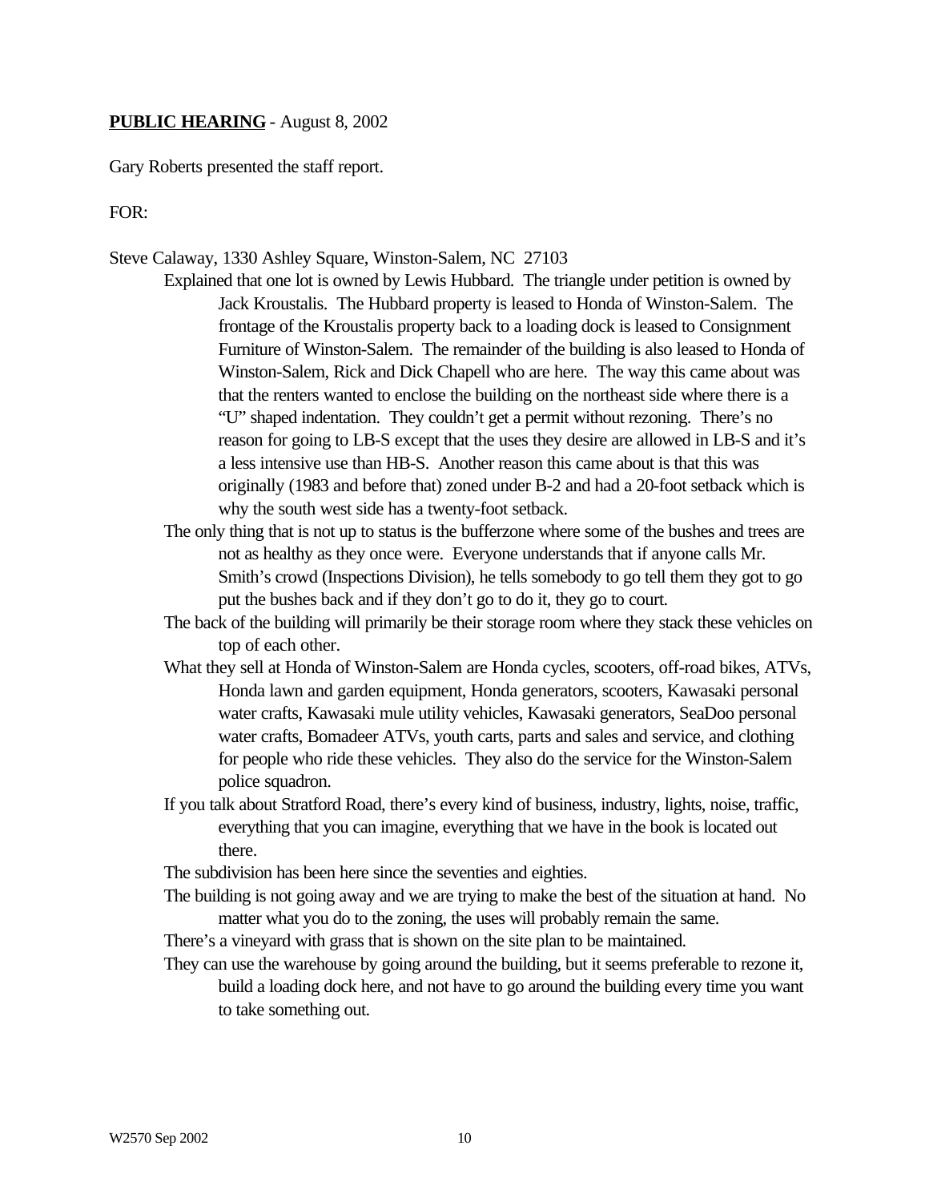**PUBLIC HEARING** - August 8, 2002

Gary Roberts presented the staff report.

FOR:

Steve Calaway, 1330 Ashley Square, Winston-Salem, NC 27103

- Explained that one lot is owned by Lewis Hubbard. The triangle under petition is owned by Jack Kroustalis. The Hubbard property is leased to Honda of Winston-Salem. The frontage of the Kroustalis property back to a loading dock is leased to Consignment Furniture of Winston-Salem. The remainder of the building is also leased to Honda of Winston-Salem, Rick and Dick Chapell who are here. The way this came about was that the renters wanted to enclose the building on the northeast side where there is a "U" shaped indentation. They couldn't get a permit without rezoning. There's no reason for going to LB-S except that the uses they desire are allowed in LB-S and it's a less intensive use than HB-S. Another reason this came about is that this was originally (1983 and before that) zoned under B-2 and had a 20-foot setback which is why the south west side has a twenty-foot setback.
- The only thing that is not up to status is the bufferzone where some of the bushes and trees are not as healthy as they once were. Everyone understands that if anyone calls Mr. Smith's crowd (Inspections Division), he tells somebody to go tell them they got to go put the bushes back and if they don't go to do it, they go to court.
- The back of the building will primarily be their storage room where they stack these vehicles on top of each other.
- What they sell at Honda of Winston-Salem are Honda cycles, scooters, off-road bikes, ATVs, Honda lawn and garden equipment, Honda generators, scooters, Kawasaki personal water crafts, Kawasaki mule utility vehicles, Kawasaki generators, SeaDoo personal water crafts, Bomadeer ATVs, youth carts, parts and sales and service, and clothing for people who ride these vehicles. They also do the service for the Winston-Salem police squadron.
- If you talk about Stratford Road, there's every kind of business, industry, lights, noise, traffic, everything that you can imagine, everything that we have in the book is located out there.
- The subdivision has been here since the seventies and eighties.
- The building is not going away and we are trying to make the best of the situation at hand. No matter what you do to the zoning, the uses will probably remain the same.
- There's a vineyard with grass that is shown on the site plan to be maintained.
- They can use the warehouse by going around the building, but it seems preferable to rezone it, build a loading dock here, and not have to go around the building every time you want to take something out.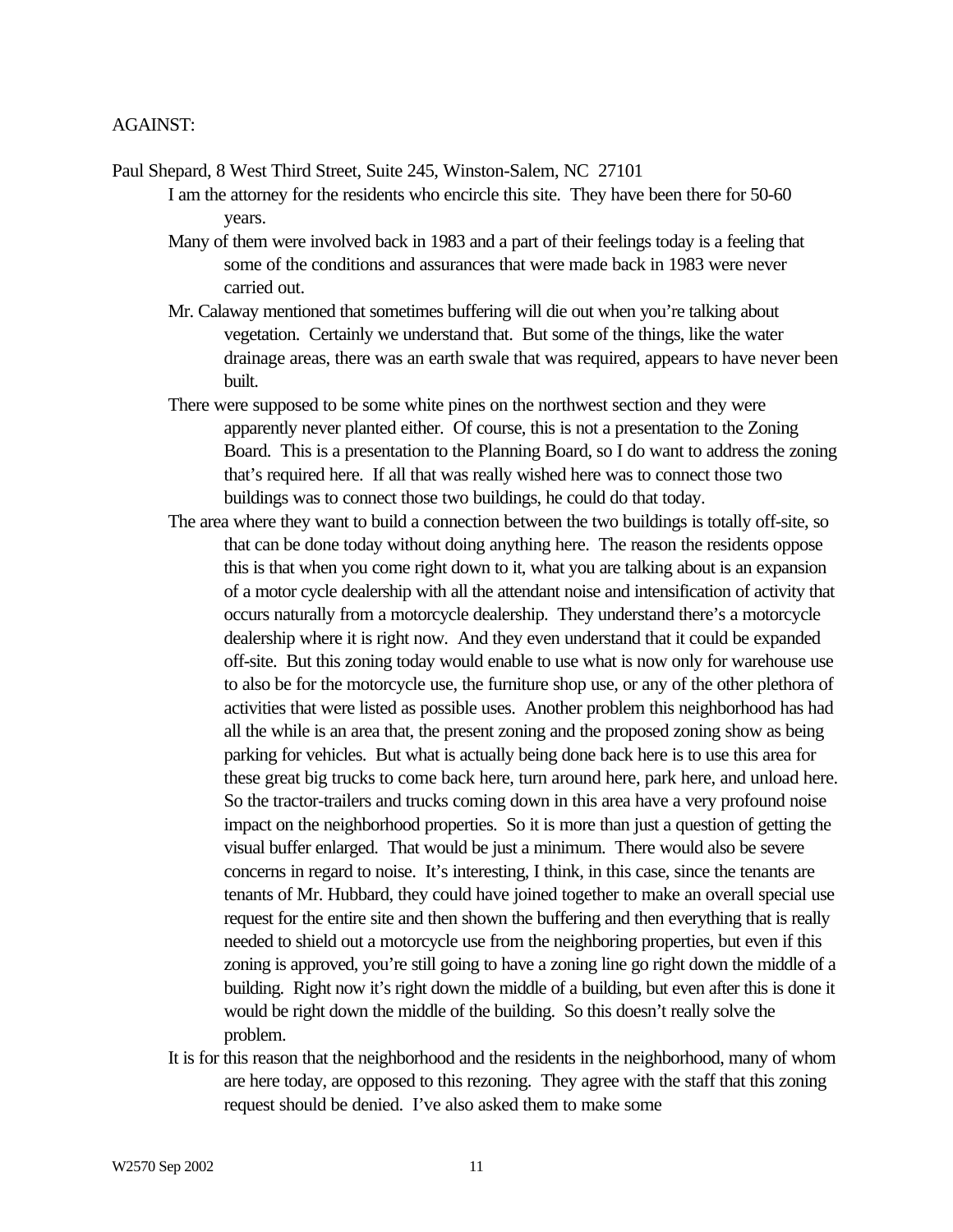AGAINST:

Paul Shepard, 8 West Third Street, Suite 245, Winston-Salem, NC 27101

- I am the attorney for the residents who encircle this site. They have been there for 50-60 years.
- Many of them were involved back in 1983 and a part of their feelings today is a feeling that some of the conditions and assurances that were made back in 1983 were never carried out.
- Mr. Calaway mentioned that sometimes buffering will die out when you're talking about vegetation. Certainly we understand that. But some of the things, like the water drainage areas, there was an earth swale that was required, appears to have never been built.
- There were supposed to be some white pines on the northwest section and they were apparently never planted either. Of course, this is not a presentation to the Zoning Board. This is a presentation to the Planning Board, so I do want to address the zoning that's required here. If all that was really wished here was to connect those two buildings was to connect those two buildings, he could do that today.
- The area where they want to build a connection between the two buildings is totally off-site, so that can be done today without doing anything here. The reason the residents oppose this is that when you come right down to it, what you are talking about is an expansion of a motor cycle dealership with all the attendant noise and intensification of activity that occurs naturally from a motorcycle dealership. They understand there's a motorcycle dealership where it is right now. And they even understand that it could be expanded off-site. But this zoning today would enable to use what is now only for warehouse use to also be for the motorcycle use, the furniture shop use, or any of the other plethora of activities that were listed as possible uses. Another problem this neighborhood has had all the while is an area that, the present zoning and the proposed zoning show as being parking for vehicles. But what is actually being done back here is to use this area for these great big trucks to come back here, turn around here, park here, and unload here. So the tractor-trailers and trucks coming down in this area have a very profound noise impact on the neighborhood properties. So it is more than just a question of getting the visual buffer enlarged. That would be just a minimum. There would also be severe concerns in regard to noise. It's interesting, I think, in this case, since the tenants are tenants of Mr. Hubbard, they could have joined together to make an overall special use request for the entire site and then shown the buffering and then everything that is really needed to shield out a motorcycle use from the neighboring properties, but even if this zoning is approved, you're still going to have a zoning line go right down the middle of a building. Right now it's right down the middle of a building, but even after this is done it would be right down the middle of the building. So this doesn't really solve the problem.
- It is for this reason that the neighborhood and the residents in the neighborhood, many of whom are here today, are opposed to this rezoning. They agree with the staff that this zoning request should be denied. I've also asked them to make some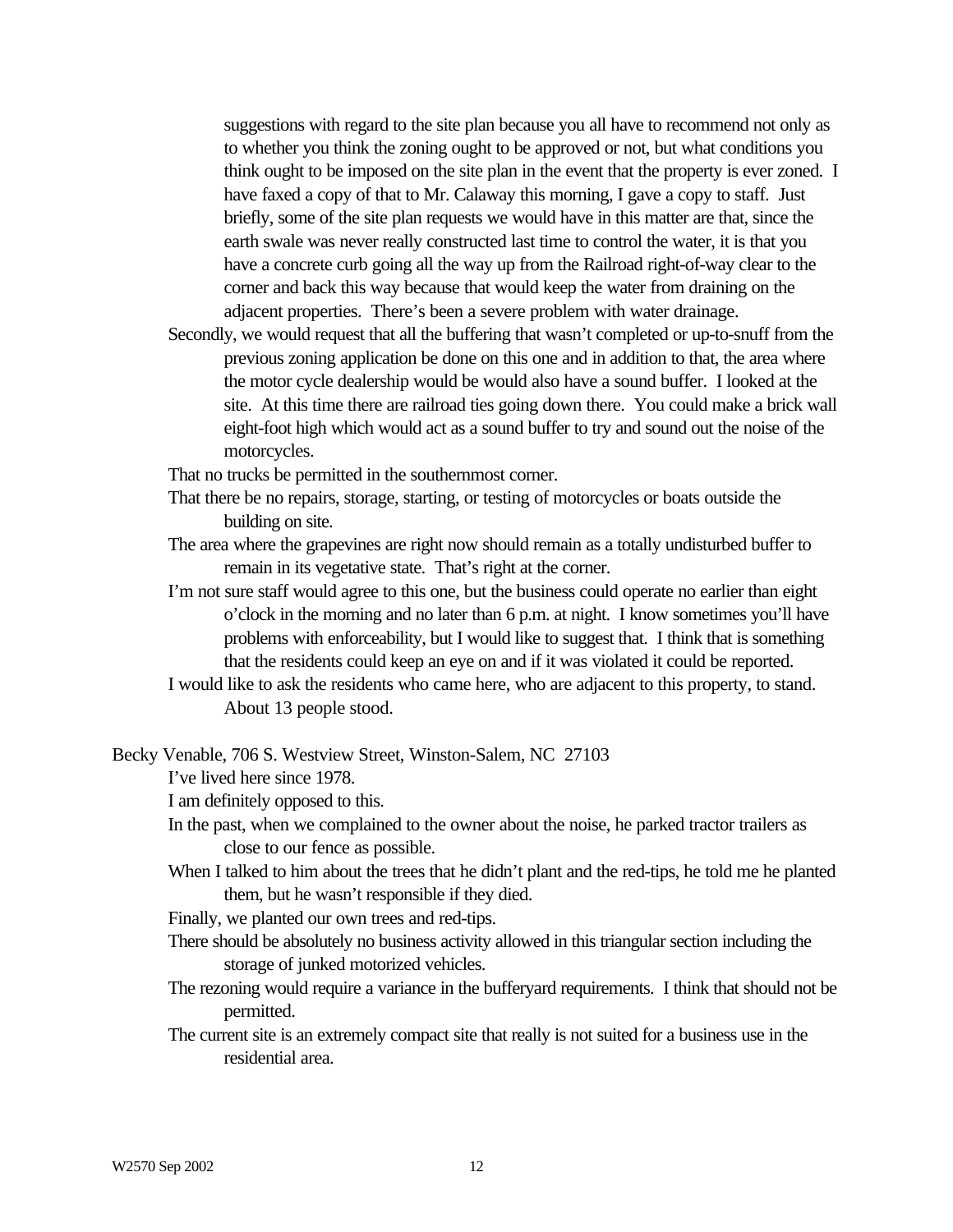suggestions with regard to the site plan because you all have to recommend not only as to whether you think the zoning ought to be approved or not, but what conditions you think ought to be imposed on the site plan in the event that the property is ever zoned. I have faxed a copy of that to Mr. Calaway this morning, I gave a copy to staff. Just briefly, some of the site plan requests we would have in this matter are that, since the earth swale was never really constructed last time to control the water, it is that you have a concrete curb going all the way up from the Railroad right-of-way clear to the corner and back this way because that would keep the water from draining on the adjacent properties. There's been a severe problem with water drainage.

Secondly, we would request that all the buffering that wasn't completed or up-to-snuff from the previous zoning application be done on this one and in addition to that, the area where the motor cycle dealership would be would also have a sound buffer. I looked at the site. At this time there are railroad ties going down there. You could make a brick wall eight-foot high which would act as a sound buffer to try and sound out the noise of the motorcycles.

That no trucks be permitted in the southernmost corner.

That there be no repairs, storage, starting, or testing of motorcycles or boats outside the building on site.

The area where the grapevines are right now should remain as a totally undisturbed buffer to remain in its vegetative state. That's right at the corner.

I'm not sure staff would agree to this one, but the business could operate no earlier than eight o'clock in the morning and no later than 6 p.m. at night. I know sometimes you'll have problems with enforceability, but I would like to suggest that. I think that is something that the residents could keep an eye on and if it was violated it could be reported.

I would like to ask the residents who came here, who are adjacent to this property, to stand. About 13 people stood.

Becky Venable, 706 S. Westview Street, Winston-Salem, NC 27103

I've lived here since 1978.

I am definitely opposed to this.

In the past, when we complained to the owner about the noise, he parked tractor trailers as close to our fence as possible.

When I talked to him about the trees that he didn't plant and the red-tips, he told me he planted them, but he wasn't responsible if they died.

Finally, we planted our own trees and red-tips.

There should be absolutely no business activity allowed in this triangular section including the storage of junked motorized vehicles.

The rezoning would require a variance in the bufferyard requirements. I think that should not be permitted.

The current site is an extremely compact site that really is not suited for a business use in the residential area.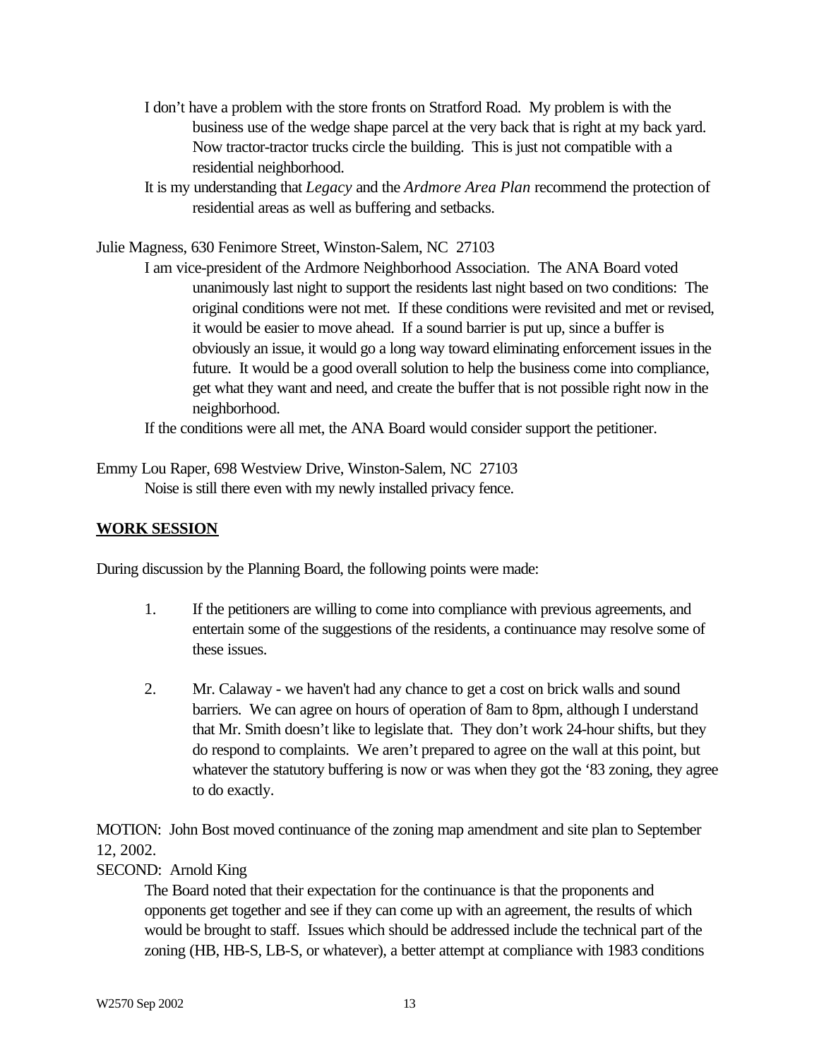I don't have a problem with the store fronts on Stratford Road. My problem is with the business use of the wedge shape parcel at the very back that is right at my back yard. Now tractor-tractor trucks circle the building. This is just not compatible with a residential neighborhood.

It is my understanding that *Legacy* and the *Ardmore Area Plan* recommend the protection of residential areas as well as buffering and setbacks.

Julie Magness, 630 Fenimore Street, Winston-Salem, NC 27103

I am vice-president of the Ardmore Neighborhood Association. The ANA Board voted unanimously last night to support the residents last night based on two conditions: The original conditions were not met. If these conditions were revisited and met or revised, it would be easier to move ahead. If a sound barrier is put up, since a buffer is obviously an issue, it would go a long way toward eliminating enforcement issues in the future. It would be a good overall solution to help the business come into compliance, get what they want and need, and create the buffer that is not possible right now in the neighborhood.

If the conditions were all met, the ANA Board would consider support the petitioner.

Emmy Lou Raper, 698 Westview Drive, Winston-Salem, NC 27103

Noise is still there even with my newly installed privacy fence.

**WORK SESSION**

During discussion by the Planning Board, the following points were made:

1. If the petitioners are willing to come into compliance with previous agreements, and entertain some of the suggestions of the residents, a continuance may resolve some of these issues.

2. Mr. Calaway - we haven't had any chance to get a cost on brick walls and sound barriers. We can agree on hours of operation of 8am to 8pm, although I understand that Mr. Smith doesn't like to legislate that. They don't work 24-hour shifts, but they do respond to complaints. We aren't prepared to agree on the wall at this point, but whatever the statutory buffering is now or was when they got the '83 zoning, they agree to do exactly.

MOTION: John Bost moved continuance of the zoning map amendment and site plan to September 12, 2002.

SECOND: Arnold King

The Board noted that their expectation for the continuance is that the proponents and opponents get together and see if they can come up with an agreement, the results of which would be brought to staff. Issues which should be addressed include the technical part of the zoning (HB, HB-S, LB-S, or whatever), a better attempt at compliance with 1983 conditions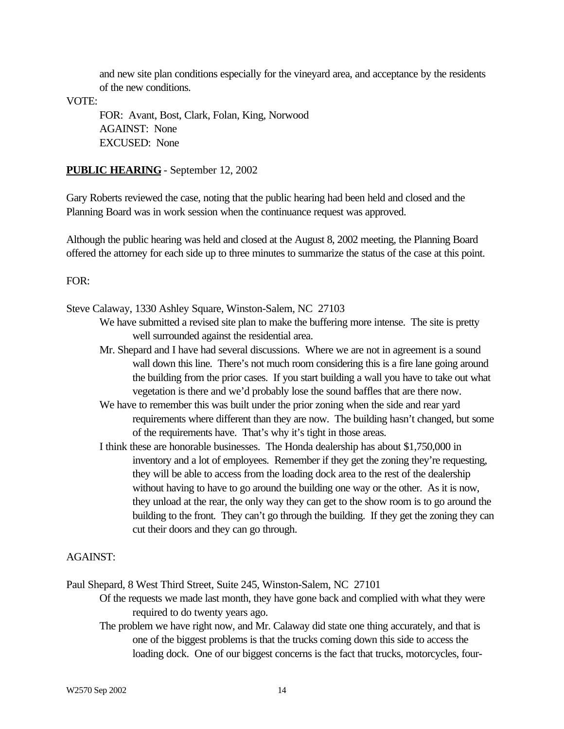and new site plan conditions especially for the vineyard area, and acceptance by the residents of the new conditions.

VOTE:

FOR: Avant, Bost, Clark, Folan, King, Norwood
AGAINST: None
EXCUSED: None

**PUBLIC HEARING** - September 12, 2002

Gary Roberts reviewed the case, noting that the public hearing had been held and closed and the Planning Board was in work session when the continuance request was approved.

Although the public hearing was held and closed at the August 8, 2002 meeting, the Planning Board offered the attorney for each side up to three minutes to summarize the status of the case at this point.

FOR:

Steve Calaway, 1330 Ashley Square, Winston-Salem, NC 27103

- We have submitted a revised site plan to make the buffering more intense. The site is pretty well surrounded against the residential area.
- Mr. Shepard and I have had several discussions. Where we are not in agreement is a sound wall down this line. There's not much room considering this is a fire lane going around the building from the prior cases. If you start building a wall you have to take out what vegetation is there and we'd probably lose the sound baffles that are there now.
- We have to remember this was built under the prior zoning when the side and rear yard requirements where different than they are now. The building hasn't changed, but some of the requirements have. That's why it's tight in those areas.
- I think these are honorable businesses. The Honda dealership has about $1,750,000 in inventory and a lot of employees. Remember if they get the zoning they're requesting, they will be able to access from the loading dock area to the rest of the dealership without having to have to go around the building one way or the other. As it is now, they unload at the rear, the only way they can get to the show room is to go around the building to the front. They can't go through the building. If they get the zoning they can cut their doors and they can go through.

AGAINST:

Paul Shepard, 8 West Third Street, Suite 245, Winston-Salem, NC 27101

- Of the requests we made last month, they have gone back and complied with what they were required to do twenty years ago.
- The problem we have right now, and Mr. Calaway did state one thing accurately, and that is one of the biggest problems is that the trucks coming down this side to access the loading dock. One of our biggest concerns is the fact that trucks, motorcycles, four-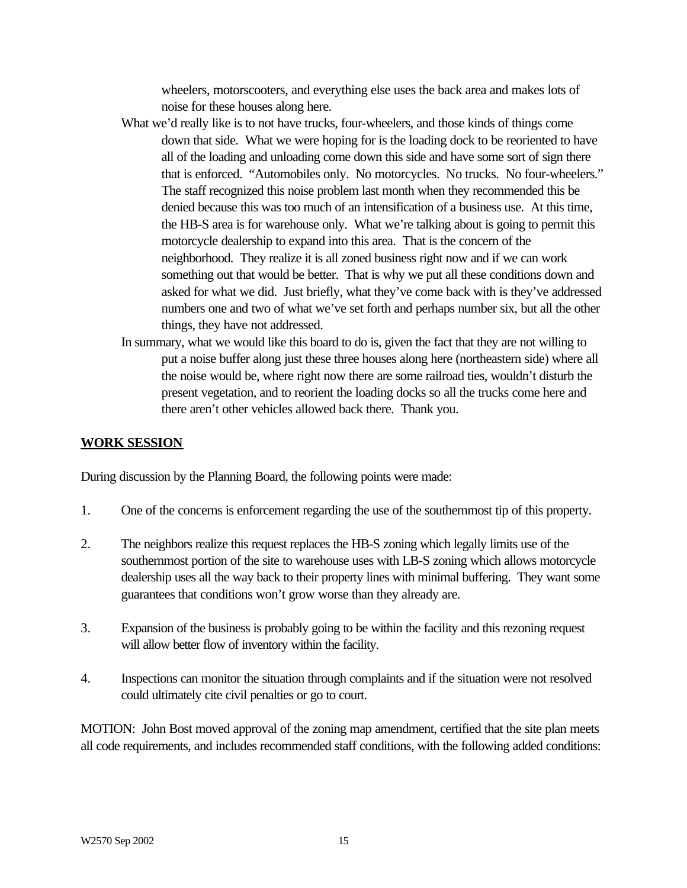wheelers, motorscooters, and everything else uses the back area and makes lots of noise for these houses along here.

What we'd really like is to not have trucks, four-wheelers, and those kinds of things come down that side. What we were hoping for is the loading dock to be reoriented to have all of the loading and unloading come down this side and have some sort of sign there that is enforced. "Automobiles only. No motorcycles. No trucks. No four-wheelers." The staff recognized this noise problem last month when they recommended this be denied because this was too much of an intensification of a business use. At this time, the HB-S area is for warehouse only. What we're talking about is going to permit this motorcycle dealership to expand into this area. That is the concern of the neighborhood. They realize it is all zoned business right now and if we can work something out that would be better. That is why we put all these conditions down and asked for what we did. Just briefly, what they've come back with is they've addressed numbers one and two of what we've set forth and perhaps number six, but all the other things, they have not addressed.

In summary, what we would like this board to do is, given the fact that they are not willing to put a noise buffer along just these three houses along here (northeastern side) where all the noise would be, where right now there are some railroad ties, wouldn't disturb the present vegetation, and to reorient the loading docks so all the trucks come here and there aren't other vehicles allowed back there. Thank you.

**WORK SESSION**

During discussion by the Planning Board, the following points were made:

1. One of the concerns is enforcement regarding the use of the southernmost tip of this property.

2. The neighbors realize this request replaces the HB-S zoning which legally limits use of the southernmost portion of the site to warehouse uses with LB-S zoning which allows motorcycle dealership uses all the way back to their property lines with minimal buffering. They want some guarantees that conditions won't grow worse than they already are.

3. Expansion of the business is probably going to be within the facility and this rezoning request will allow better flow of inventory within the facility.

4. Inspections can monitor the situation through complaints and if the situation were not resolved could ultimately cite civil penalties or go to court.

MOTION: John Bost moved approval of the zoning map amendment, certified that the site plan meets all code requirements, and includes recommended staff conditions, with the following added conditions: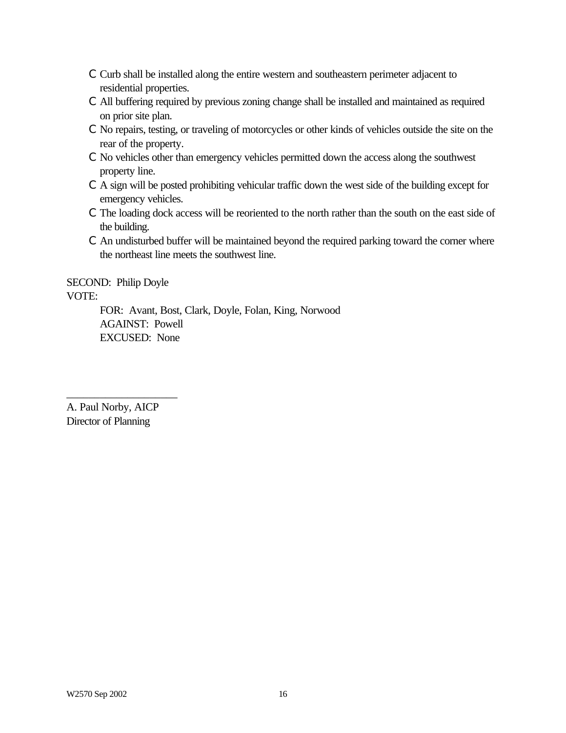- Curb shall be installed along the entire western and southeastern perimeter adjacent to residential properties.
- All buffering required by previous zoning change shall be installed and maintained as required on prior site plan.
- No repairs, testing, or traveling of motorcycles or other kinds of vehicles outside the site on the rear of the property.
- No vehicles other than emergency vehicles permitted down the access along the southwest property line.
- A sign will be posted prohibiting vehicular traffic down the west side of the building except for emergency vehicles.
- The loading dock access will be reoriented to the north rather than the south on the east side of the building.
- An undisturbed buffer will be maintained beyond the required parking toward the corner where the northeast line meets the southwest line.

SECOND: Philip Doyle
VOTE:

FOR: Avant, Bost, Clark, Doyle, Folan, King, Norwood
AGAINST: Powell
EXCUSED: None

_____________________
A. Paul Norby, AICP
Director of Planning